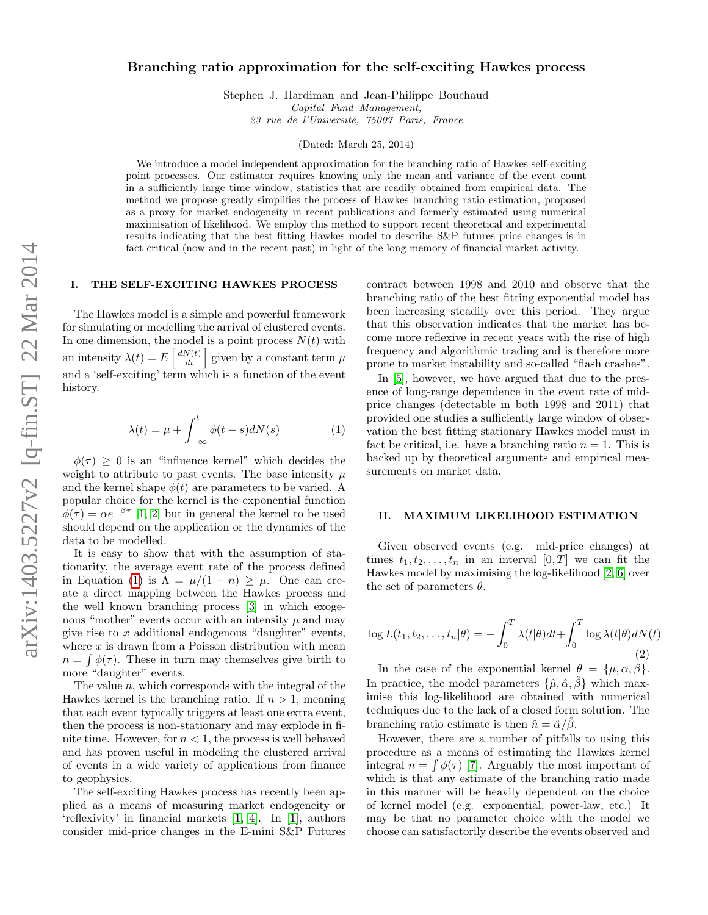# Branching ratio approximation for the self-exciting Hawkes process

Stephen J. Hardiman and Jean-Philippe Bouchaud

*Capital Fund Management,*
*23 rue de l'Université, 75007 Paris, France*

(Dated: March 25, 2014)

We introduce a model independent approximation for the branching ratio of Hawkes self-exciting point processes. Our estimator requires knowing only the mean and variance of the event count in a sufficiently large time window, statistics that are readily obtained from empirical data. The method we propose greatly simplifies the process of Hawkes branching ratio estimation, proposed as a proxy for market endogeneity in recent publications and formerly estimated using numerical maximisation of likelihood. We employ this method to support recent theoretical and experimental results indicating that the best fitting Hawkes model to describe S&P futures price changes is in fact critical (now and in the recent past) in light of the long memory of financial market activity.

## I. THE SELF-EXCITING HAWKES PROCESS

The Hawkes model is a simple and powerful framework for simulating or modelling the arrival of clustered events. In one dimension, the model is a point process $N(t)$ with an intensity $\lambda(t) = E\left[\frac{dN(t)}{dt}\right]$ given by a constant term $\mu$ and a 'self-exciting' term which is a function of the event history.

$$\lambda(t) = \mu + \int_{-\infty}^{t} \phi(t-s)dN(s) \tag{1}$$

$\phi(\tau) \geq 0$ is an "influence kernel" which decides the weight to attribute to past events. The base intensity $\mu$ and the kernel shape $\phi(t)$ are parameters to be varied. A popular choice for the kernel is the exponential function $\phi(\tau) = \alpha e^{-\beta\tau}$ [1, 2] but in general the kernel to be used should depend on the application or the dynamics of the data to be modelled.

It is easy to show that with the assumption of stationarity, the average event rate of the process defined in Equation (1) is $\Lambda = \mu/(1-n) \geq \mu$. One can create a direct mapping between the Hawkes process and the well known branching process [3] in which exogenous "mother" events occur with an intensity $\mu$ and may give rise to $x$ additional endogenous "daughter" events, where $x$ is drawn from a Poisson distribution with mean $n = \int \phi(\tau)$. These in turn may themselves give birth to more "daughter" events.

The value $n$, which corresponds with the integral of the Hawkes kernel is the branching ratio. If $n > 1$, meaning that each event typically triggers at least one extra event, then the process is non-stationary and may explode in finite time. However, for $n < 1$, the process is well behaved and has proven useful in modeling the clustered arrival of events in a wide variety of applications from finance to geophysics.

The self-exciting Hawkes process has recently been applied as a means of measuring market endogeneity or 'reflexivity' in financial markets [1, 4]. In [1], authors consider mid-price changes in the E-mini S&P Futures contract between 1998 and 2010 and observe that the branching ratio of the best fitting exponential model has been increasing steadily over this period. They argue that this observation indicates that the market has become more reflexive in recent years with the rise of high frequency and algorithmic trading and is therefore more prone to market instability and so-called "flash crashes".

In [5], however, we have argued that due to the presence of long-range dependence in the event rate of mid-price changes (detectable in both 1998 and 2011) that provided one studies a sufficiently large window of observation the best fitting stationary Hawkes model must in fact be critical, i.e. have a branching ratio $n = 1$. This is backed up by theoretical arguments and empirical measurements on market data.

## II. MAXIMUM LIKELIHOOD ESTIMATION

Given observed events (e.g. mid-price changes) at times $t_1, t_2, \ldots, t_n$ in an interval $[0, T]$ we can fit the Hawkes model by maximising the log-likelihood [2, 6] over the set of parameters $\theta$.

$$\log L(t_1, t_2, \ldots, t_n|\theta) = -\int_0^T \lambda(t|\theta)dt + \int_0^T \log \lambda(t|\theta)dN(t) \tag{2}$$

In the case of the exponential kernel $\theta = \{\mu, \alpha, \beta\}$. In practice, the model parameters $\{\hat{\mu}, \hat{\alpha}, \hat{\beta}\}$ which maximise this log-likelihood are obtained with numerical techniques due to the lack of a closed form solution. The branching ratio estimate is then $\hat{n} = \hat{\alpha}/\hat{\beta}$.

However, there are a number of pitfalls to using this procedure as a means of estimating the Hawkes kernel integral $n = \int \phi(\tau)$ [7]. Arguably the most important of which is that any estimate of the branching ratio made in this manner will be heavily dependent on the choice of kernel model (e.g. exponential, power-law, etc.) It may be that no parameter choice with the model we choose can satisfactorily describe the events observed and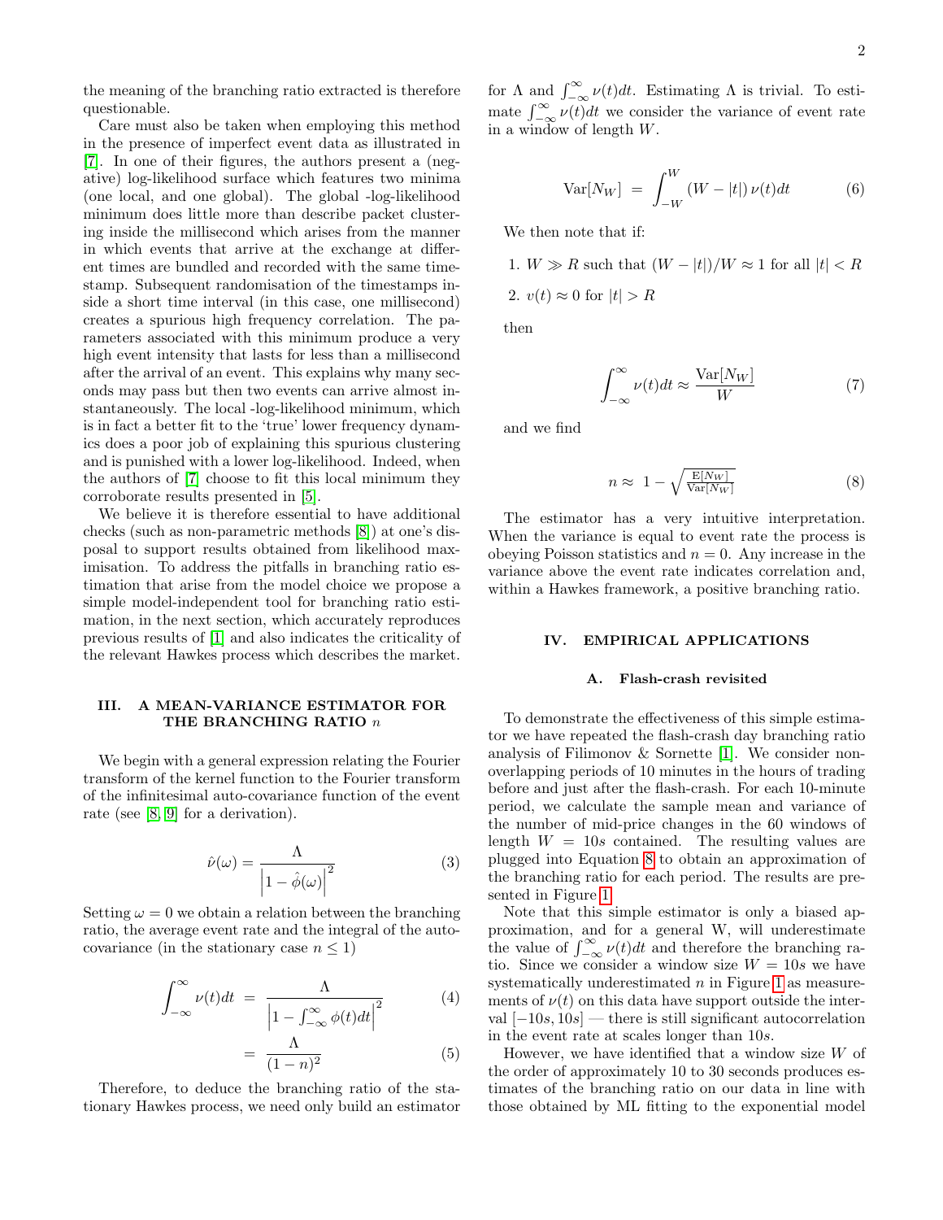the meaning of the branching ratio extracted is therefore questionable.

Care must also be taken when employing this method in the presence of imperfect event data as illustrated in [7]. In one of their figures, the authors present a (negative) log-likelihood surface which features two minima (one local, and one global). The global -log-likelihood minimum does little more than describe packet clustering inside the millisecond which arises from the manner in which events that arrive at the exchange at different times are bundled and recorded with the same timestamp. Subsequent randomisation of the timestamps inside a short time interval (in this case, one millisecond) creates a spurious high frequency correlation. The parameters associated with this minimum produce a very high event intensity that lasts for less than a millisecond after the arrival of an event. This explains why many seconds may pass but then two events can arrive almost instantaneously. The local -log-likelihood minimum, which is in fact a better fit to the 'true' lower frequency dynamics does a poor job of explaining this spurious clustering and is punished with a lower log-likelihood. Indeed, when the authors of [7] choose to fit this local minimum they corroborate results presented in [5].

We believe it is therefore essential to have additional checks (such as non-parametric methods [8]) at one's disposal to support results obtained from likelihood maximisation. To address the pitfalls in branching ratio estimation that arise from the model choice we propose a simple model-independent tool for branching ratio estimation, in the next section, which accurately reproduces previous results of [1] and also indicates the criticality of the relevant Hawkes process which describes the market.

## III. A MEAN-VARIANCE ESTIMATOR FOR THE BRANCHING RATIO $n$

We begin with a general expression relating the Fourier transform of the kernel function to the Fourier transform of the infinitesimal auto-covariance function of the event rate (see [8, 9] for a derivation).

$$\hat{\nu}(\omega) = \frac{\Lambda}{\left|1 - \hat{\phi}(\omega)\right|^2} \tag{3}$$

Setting $\omega = 0$ we obtain a relation between the branching ratio, the average event rate and the integral of the auto-covariance (in the stationary case $n \leq 1$)

$$\int_{-\infty}^{\infty} \nu(t)dt = \frac{\Lambda}{\left|1 - \int_{-\infty}^{\infty} \phi(t)dt\right|^2} \tag{4}$$

$$= \frac{\Lambda}{(1-n)^2} \tag{5}$$

Therefore, to deduce the branching ratio of the stationary Hawkes process, we need only build an estimator for $\Lambda$ and $\int_{-\infty}^{\infty} \nu(t)dt$. Estimating $\Lambda$ is trivial. To estimate $\int_{-\infty}^{\infty} \nu(t)dt$ we consider the variance of event rate in a window of length $W$.

$$\mathrm{Var}[N_W] = \int_{-W}^{W} (W - |t|)\, \nu(t)dt \tag{6}$$

We then note that if:

1. $W \gg R$ such that $(W - |t|)/W \approx 1$ for all $|t| < R$
2. $v(t) \approx 0$ for $|t| > R$

then

$$\int_{-\infty}^{\infty} \nu(t)dt \approx \frac{\mathrm{Var}[N_W]}{W} \tag{7}$$

and we find

$$n \approx 1 - \sqrt{\frac{\mathrm{E}[N_W]}{\mathrm{Var}[N_W]}} \tag{8}$$

The estimator has a very intuitive interpretation. When the variance is equal to event rate the process is obeying Poisson statistics and $n = 0$. Any increase in the variance above the event rate indicates correlation and, within a Hawkes framework, a positive branching ratio.

## IV. EMPIRICAL APPLICATIONS

### A. Flash-crash revisited

To demonstrate the effectiveness of this simple estimator we have repeated the flash-crash day branching ratio analysis of Filimonov & Sornette [1]. We consider non-overlapping periods of 10 minutes in the hours of trading before and just after the flash-crash. For each 10-minute period, we calculate the sample mean and variance of the number of mid-price changes in the 60 windows of length $W = 10s$ contained. The resulting values are plugged into Equation 8 to obtain an approximation of the branching ratio for each period. The results are presented in Figure 1.

Note that this simple estimator is only a biased approximation, and for a general W, will underestimate the value of $\int_{-\infty}^{\infty} \nu(t)dt$ and therefore the branching ratio. Since we consider a window size $W = 10s$ we have systematically underestimated $n$ in Figure 1 as measurements of $\nu(t)$ on this data have support outside the interval $[-10s, 10s]$ — there is still significant autocorrelation in the event rate at scales longer than $10s$.

However, we have identified that a window size $W$ of the order of approximately 10 to 30 seconds produces estimates of the branching ratio on our data in line with those obtained by ML fitting to the exponential model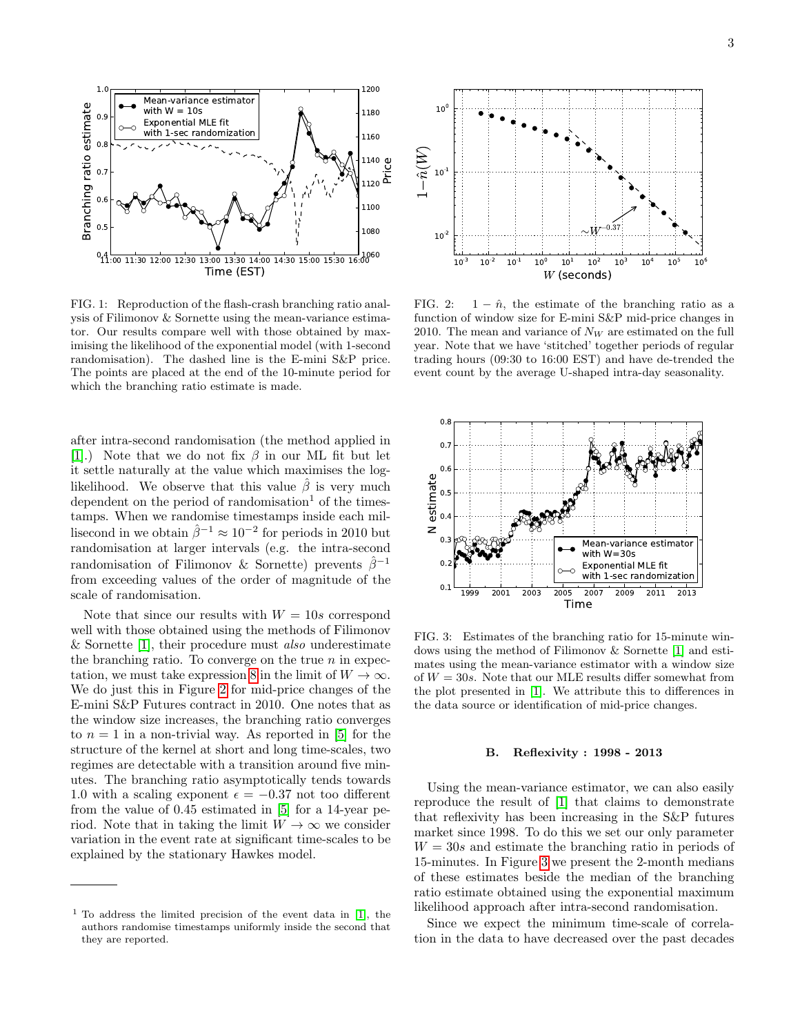FIG. 1: Reproduction of the flash-crash branching ratio analysis of Filimonov & Sornette using the mean-variance estimator. Our results compare well with those obtained by maximising the likelihood of the exponential model (with 1-second randomisation). The dashed line is the E-mini S&P price. The points are placed at the end of the 10-minute period for which the branching ratio estimate is made.

FIG. 2: $1 - \hat{n}$, the estimate of the branching ratio as a function of window size for E-mini S&P mid-price changes in 2010. The mean and variance of $N_W$ are estimated on the full year. Note that we have 'stitched' together periods of regular trading hours (09:30 to 16:00 EST) and have de-trended the event count by the average U-shaped intra-day seasonality.

after intra-second randomisation (the method applied in [1].) Note that we do not fix $\beta$ in our ML fit but let it settle naturally at the value which maximises the log-likelihood. We observe that this value $\hat{\beta}$ is very much dependent on the period of randomisation[1] of the timestamps. When we randomise timestamps inside each millisecond in we obtain $\hat{\beta}^{-1} \approx 10^{-2}$ for periods in 2010 but randomisation at larger intervals (e.g. the intra-second randomisation of Filimonov & Sornette) prevents $\hat{\beta}^{-1}$ from exceeding values of the order of magnitude of the scale of randomisation.

Note that since our results with $W = 10s$ correspond well with those obtained using the methods of Filimonov & Sornette [1], their procedure must *also* underestimate the branching ratio. To converge on the true $n$ in expectation, we must take expression 8 in the limit of $W \to \infty$. We do just this in Figure 2 for mid-price changes of the E-mini S&P Futures contract in 2010. One notes that as the window size increases, the branching ratio converges to $n = 1$ in a non-trivial way. As reported in [5] for the structure of the kernel at short and long time-scales, two regimes are detectable with a transition around five minutes. The branching ratio asymptotically tends towards 1.0 with a scaling exponent $\epsilon = -0.37$ not too different from the value of 0.45 estimated in [5] for a 14-year period. Note that in taking the limit $W \to \infty$ we consider variation in the event rate at significant time-scales to be explained by the stationary Hawkes model.

[1] To address the limited precision of the event data in [1], the authors randomise timestamps uniformly inside the second that they are reported.

FIG. 3: Estimates of the branching ratio for 15-minute windows using the method of Filimonov & Sornette [1] and estimates using the mean-variance estimator with a window size of $W = 30s$. Note that our MLE results differ somewhat from the plot presented in [1]. We attribute this to differences in the data source or identification of mid-price changes.

### B. Reflexivity : 1998 - 2013

Using the mean-variance estimator, we can also easily reproduce the result of [1] that claims to demonstrate that reflexivity has been increasing in the S&P futures market since 1998. To do this we set our only parameter $W = 30s$ and estimate the branching ratio in periods of 15-minutes. In Figure 3 we present the 2-month medians of these estimates beside the median of the branching ratio estimate obtained using the exponential maximum likelihood approach after intra-second randomisation.

Since we expect the minimum time-scale of correlation in the data to have decreased over the past decades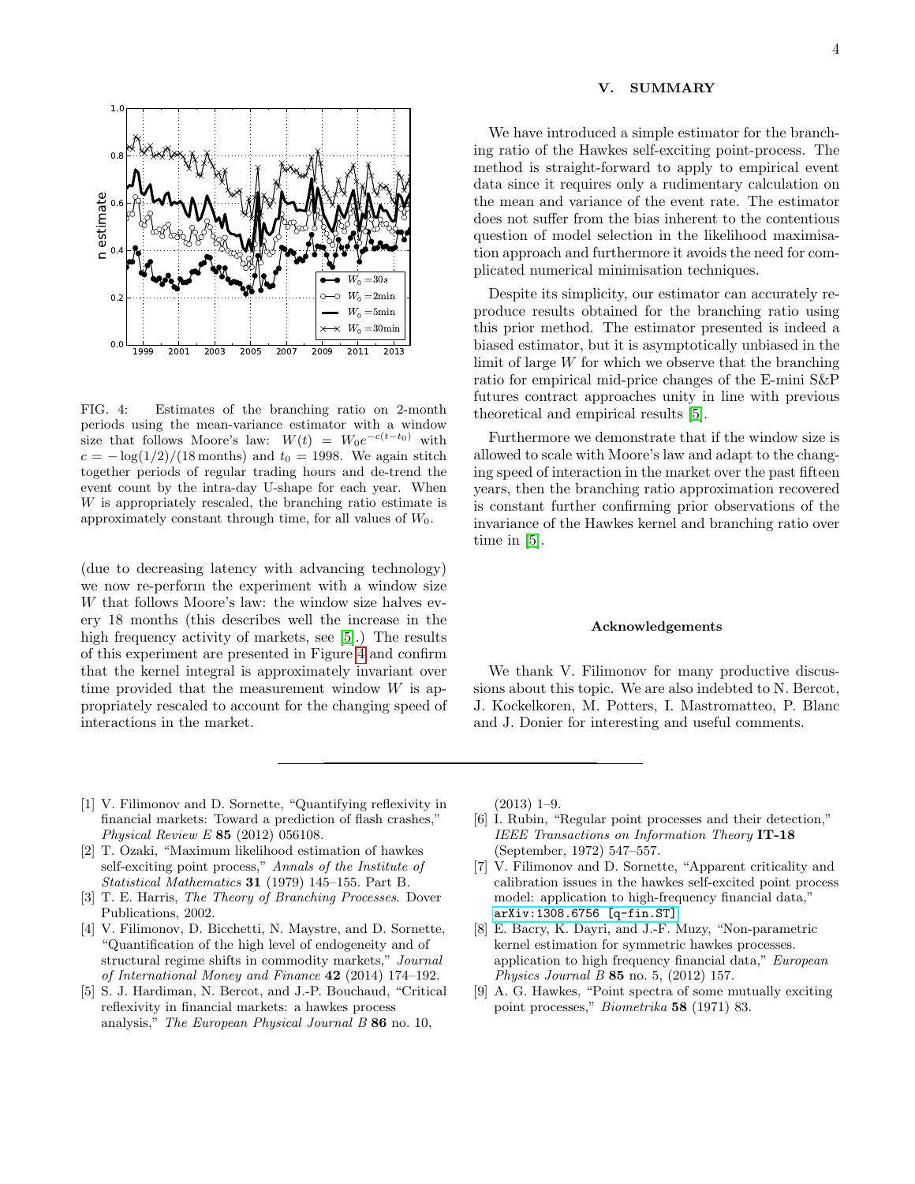1.0

0.8

0.6

0.4

0.2

0.0

n estimate

1999 2001 2003 2005 2007 2009 2011 2013

$W_0 = 30s$

$W_0 = 2\text{min}$

$W_0 = 5\text{min}$

$W_0 = 30\text{min}$

FIG. 4: Estimates of the branching ratio on 2-month periods using the mean-variance estimator with a window size that follows Moore's law: $W(t) = W_0 e^{-c(t-t_0)}$ with $c = -\log(1/2)/(18\,\text{months})$ and $t_0 = 1998$. We again stitch together periods of regular trading hours and de-trend the event count by the intra-day U-shape for each year. When $W$ is appropriately rescaled, the branching ratio estimate is approximately constant through time, for all values of $W_0$.

(due to decreasing latency with advancing technology) we now re-perform the experiment with a window size $W$ that follows Moore's law: the window size halves every 18 months (this describes well the increase in the high frequency activity of markets, see [5].) The results of this experiment are presented in Figure 4 and confirm that the kernel integral is approximately invariant over time provided that the measurement window $W$ is appropriately rescaled to account for the changing speed of interactions in the market.

## V. SUMMARY

We have introduced a simple estimator for the branching ratio of the Hawkes self-exciting point-process. The method is straight-forward to apply to empirical event data since it requires only a rudimentary calculation on the mean and variance of the event rate. The estimator does not suffer from the bias inherent to the contentious question of model selection in the likelihood maximisation approach and furthermore it avoids the need for complicated numerical minimisation techniques.

Despite its simplicity, our estimator can accurately reproduce results obtained for the branching ratio using this prior method. The estimator presented is indeed a biased estimator, but it is asymptotically unbiased in the limit of large $W$ for which we observe that the branching ratio for empirical mid-price changes of the E-mini S&P futures contract approaches unity in line with previous theoretical and empirical results [5].

Furthermore we demonstrate that if the window size is allowed to scale with Moore's law and adapt to the changing speed of interaction in the market over the past fifteen years, then the branching ratio approximation recovered is constant further confirming prior observations of the invariance of the Hawkes kernel and branching ratio over time in [5].

### Acknowledgements

We thank V. Filimonov for many productive discussions about this topic. We are also indebted to N. Bercot, J. Kockelkoren, M. Potters, I. Mastromatteo, P. Blanc and J. Donier for interesting and useful comments.

---

[1] V. Filimonov and D. Sornette, "Quantifying reflexivity in financial markets: Toward a prediction of flash crashes," *Physical Review E* **85** (2012) 056108.

[2] T. Ozaki, "Maximum likelihood estimation of hawkes self-exciting point process," *Annals of the Institute of Statistical Mathematics* **31** (1979) 145–155. Part B.

[3] T. E. Harris, *The Theory of Branching Processes*. Dover Publications, 2002.

[4] V. Filimonov, D. Bicchetti, N. Maystre, and D. Sornette, "Quantification of the high level of endogeneity and of structural regime shifts in commodity markets," *Journal of International Money and Finance* **42** (2014) 174–192.

[5] S. J. Hardiman, N. Bercot, and J.-P. Bouchaud, "Critical reflexivity in financial markets: a hawkes process analysis," *The European Physical Journal B* **86** no. 10, (2013) 1–9.

[6] I. Rubin, "Regular point processes and their detection," *IEEE Transactions on Information Theory* **IT-18** (September, 1972) 547–557.

[7] V. Filimonov and D. Sornette, "Apparent criticality and calibration issues in the hawkes self-excited point process model: application to high-frequency financial data," arXiv:1308.6756 [q-fin.ST].

[8] E. Bacry, K. Dayri, and J.-F. Muzy, "Non-parametric kernel estimation for symmetric hawkes processes. application to high frequency financial data," *European Physics Journal B* **85** no. 5, (2012) 157.

[9] A. G. Hawkes, "Point spectra of some mutually exciting point processes," *Biometrika* **58** (1971) 83.